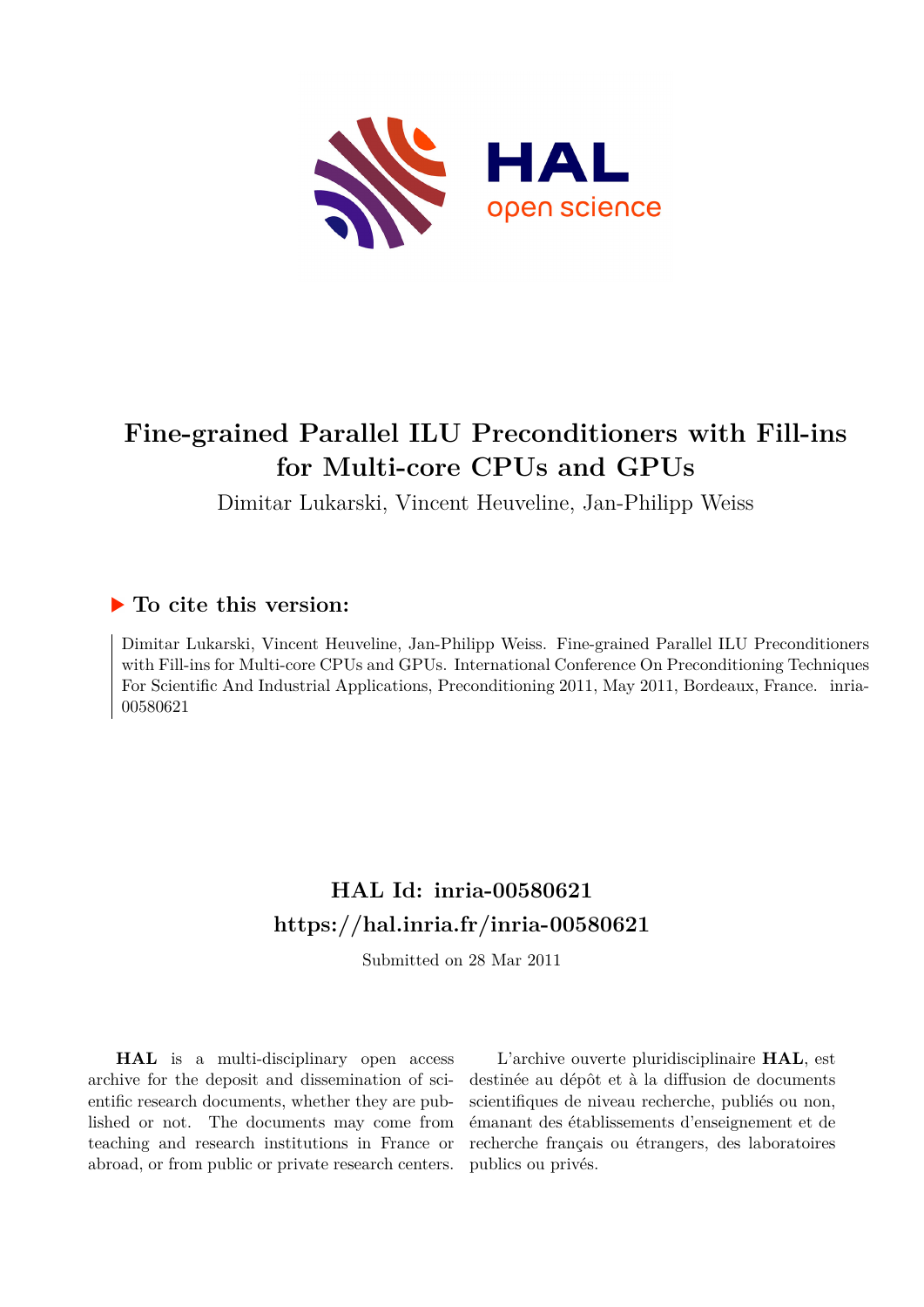# Fine-grained Parallel ILU Preconditioners with Fill-ins for Multi-core CPUs and GPUs

Dimitar Lukarski, Vincent Heuveline, Jan-Philipp Weiss

## ▶ To cite this version:

Dimitar Lukarski, Vincent Heuveline, Jan-Philipp Weiss. Fine-grained Parallel ILU Preconditioners with Fill-ins for Multi-core CPUs and GPUs. International Conference On Preconditioning Techniques For Scientific And Industrial Applications, Preconditioning 2011, May 2011, Bordeaux, France. inria-00580621

## HAL Id: inria-00580621
## https://hal.inria.fr/inria-00580621

Submitted on 28 Mar 2011

**HAL** is a multi-disciplinary open access archive for the deposit and dissemination of scientific research documents, whether they are published or not. The documents may come from teaching and research institutions in France or abroad, or from public or private research centers.

L'archive ouverte pluridisciplinaire **HAL**, est destinée au dépôt et à la diffusion de documents scientifiques de niveau recherche, publiés ou non, émanant des établissements d'enseignement et de recherche français ou étrangers, des laboratoires publics ou privés.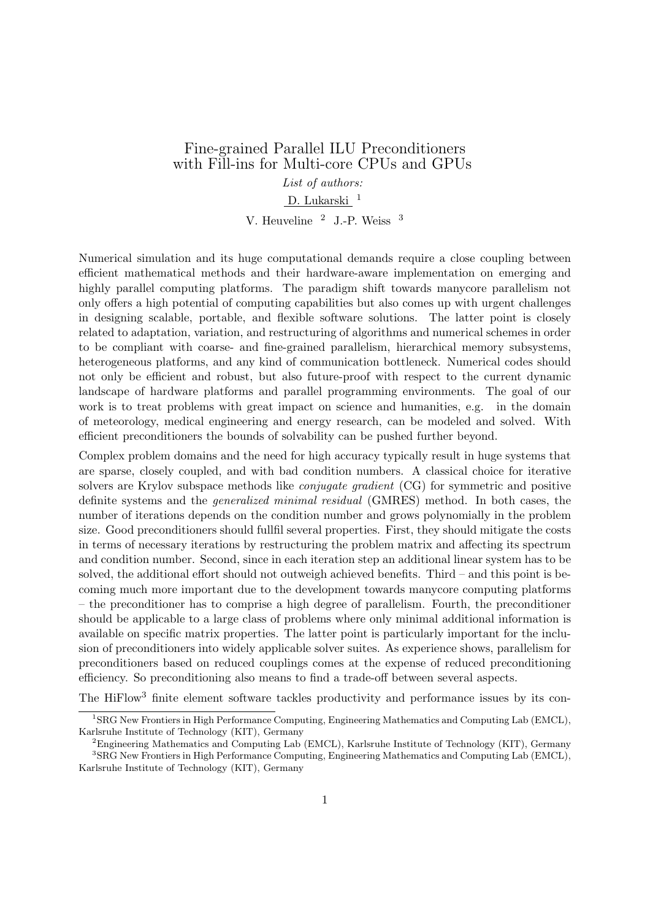# Fine-grained Parallel ILU Preconditioners with Fill-ins for Multi-core CPUs and GPUs

*List of authors:*

D. Lukarski [1]

V. Heuveline [2] J.-P. Weiss [3]

Numerical simulation and its huge computational demands require a close coupling between efficient mathematical methods and their hardware-aware implementation on emerging and highly parallel computing platforms. The paradigm shift towards manycore parallelism not only offers a high potential of computing capabilities but also comes up with urgent challenges in designing scalable, portable, and flexible software solutions. The latter point is closely related to adaptation, variation, and restructuring of algorithms and numerical schemes in order to be compliant with coarse- and fine-grained parallelism, hierarchical memory subsystems, heterogeneous platforms, and any kind of communication bottleneck. Numerical codes should not only be efficient and robust, but also future-proof with respect to the current dynamic landscape of hardware platforms and parallel programming environments. The goal of our work is to treat problems with great impact on science and humanities, e.g. in the domain of meteorology, medical engineering and energy research, can be modeled and solved. With efficient preconditioners the bounds of solvability can be pushed further beyond.

Complex problem domains and the need for high accuracy typically result in huge systems that are sparse, closely coupled, and with bad condition numbers. A classical choice for iterative solvers are Krylov subspace methods like *conjugate gradient* (CG) for symmetric and positive definite systems and the *generalized minimal residual* (GMRES) method. In both cases, the number of iterations depends on the condition number and grows polynomially in the problem size. Good preconditioners should fullfil several properties. First, they should mitigate the costs in terms of necessary iterations by restructuring the problem matrix and affecting its spectrum and condition number. Second, since in each iteration step an additional linear system has to be solved, the additional effort should not outweigh achieved benefits. Third – and this point is becoming much more important due to the development towards manycore computing platforms – the preconditioner has to comprise a high degree of parallelism. Fourth, the preconditioner should be applicable to a large class of problems where only minimal additional information is available on specific matrix properties. The latter point is particularly important for the inclusion of preconditioners into widely applicable solver suites. As experience shows, parallelism for preconditioners based on reduced couplings comes at the expense of reduced preconditioning efficiency. So preconditioning also means to find a trade-off between several aspects.

The HiFlow[3] finite element software tackles productivity and performance issues by its con-

[1] SRG New Frontiers in High Performance Computing, Engineering Mathematics and Computing Lab (EMCL), Karlsruhe Institute of Technology (KIT), Germany

[2] Engineering Mathematics and Computing Lab (EMCL), Karlsruhe Institute of Technology (KIT), Germany

[3] SRG New Frontiers in High Performance Computing, Engineering Mathematics and Computing Lab (EMCL), Karlsruhe Institute of Technology (KIT), Germany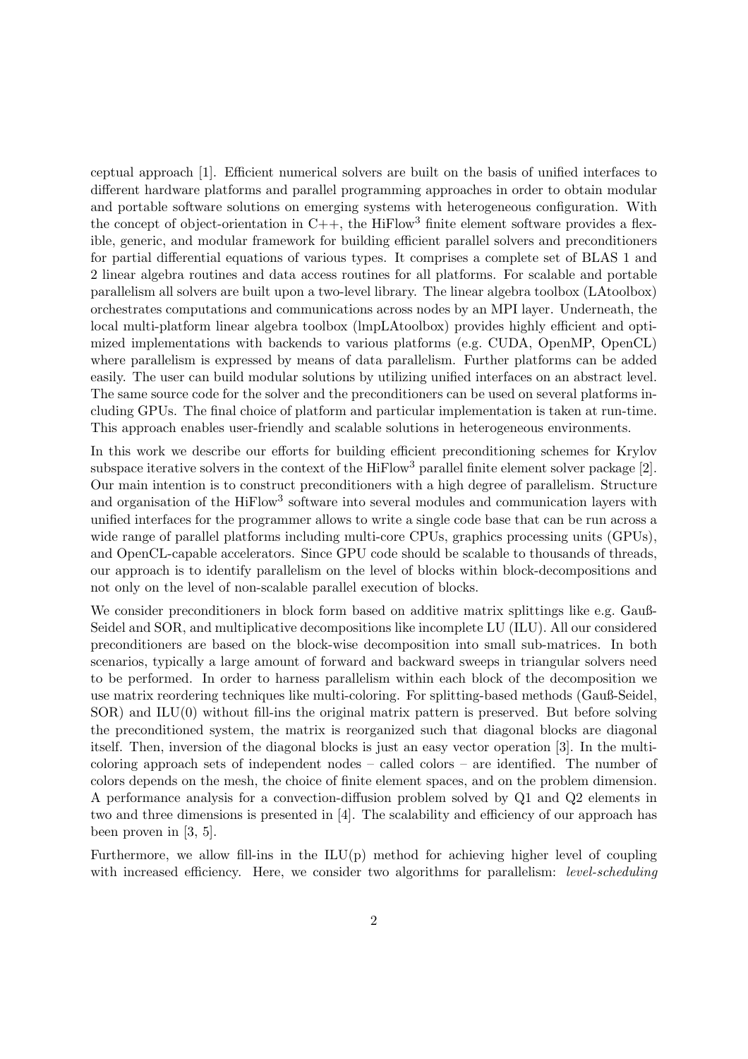ceptual approach [1]. Efficient numerical solvers are built on the basis of unified interfaces to different hardware platforms and parallel programming approaches in order to obtain modular and portable software solutions on emerging systems with heterogeneous configuration. With the concept of object-orientation in C++, the HiFlow[3] finite element software provides a flexible, generic, and modular framework for building efficient parallel solvers and preconditioners for partial differential equations of various types. It comprises a complete set of BLAS 1 and 2 linear algebra routines and data access routines for all platforms. For scalable and portable parallelism all solvers are built upon a two-level library. The linear algebra toolbox (LAtoolbox) orchestrates computations and communications across nodes by an MPI layer. Underneath, the local multi-platform linear algebra toolbox (lmpLAtoolbox) provides highly efficient and optimized implementations with backends to various platforms (e.g. CUDA, OpenMP, OpenCL) where parallelism is expressed by means of data parallelism. Further platforms can be added easily. The user can build modular solutions by utilizing unified interfaces on an abstract level. The same source code for the solver and the preconditioners can be used on several platforms including GPUs. The final choice of platform and particular implementation is taken at run-time. This approach enables user-friendly and scalable solutions in heterogeneous environments.

In this work we describe our efforts for building efficient preconditioning schemes for Krylov subspace iterative solvers in the context of the HiFlow[3] parallel finite element solver package [2]. Our main intention is to construct preconditioners with a high degree of parallelism. Structure and organisation of the HiFlow[3] software into several modules and communication layers with unified interfaces for the programmer allows to write a single code base that can be run across a wide range of parallel platforms including multi-core CPUs, graphics processing units (GPUs), and OpenCL-capable accelerators. Since GPU code should be scalable to thousands of threads, our approach is to identify parallelism on the level of blocks within block-decompositions and not only on the level of non-scalable parallel execution of blocks.

We consider preconditioners in block form based on additive matrix splittings like e.g. Gauß-Seidel and SOR, and multiplicative decompositions like incomplete LU (ILU). All our considered preconditioners are based on the block-wise decomposition into small sub-matrices. In both scenarios, typically a large amount of forward and backward sweeps in triangular solvers need to be performed. In order to harness parallelism within each block of the decomposition we use matrix reordering techniques like multi-coloring. For splitting-based methods (Gauß-Seidel, SOR) and ILU(0) without fill-ins the original matrix pattern is preserved. But before solving the preconditioned system, the matrix is reorganized such that diagonal blocks are diagonal itself. Then, inversion of the diagonal blocks is just an easy vector operation [3]. In the multi-coloring approach sets of independent nodes – called colors – are identified. The number of colors depends on the mesh, the choice of finite element spaces, and on the problem dimension. A performance analysis for a convection-diffusion problem solved by Q1 and Q2 elements in two and three dimensions is presented in [4]. The scalability and efficiency of our approach has been proven in [3, 5].

Furthermore, we allow fill-ins in the ILU(p) method for achieving higher level of coupling with increased efficiency. Here, we consider two algorithms for parallelism: *level-scheduling*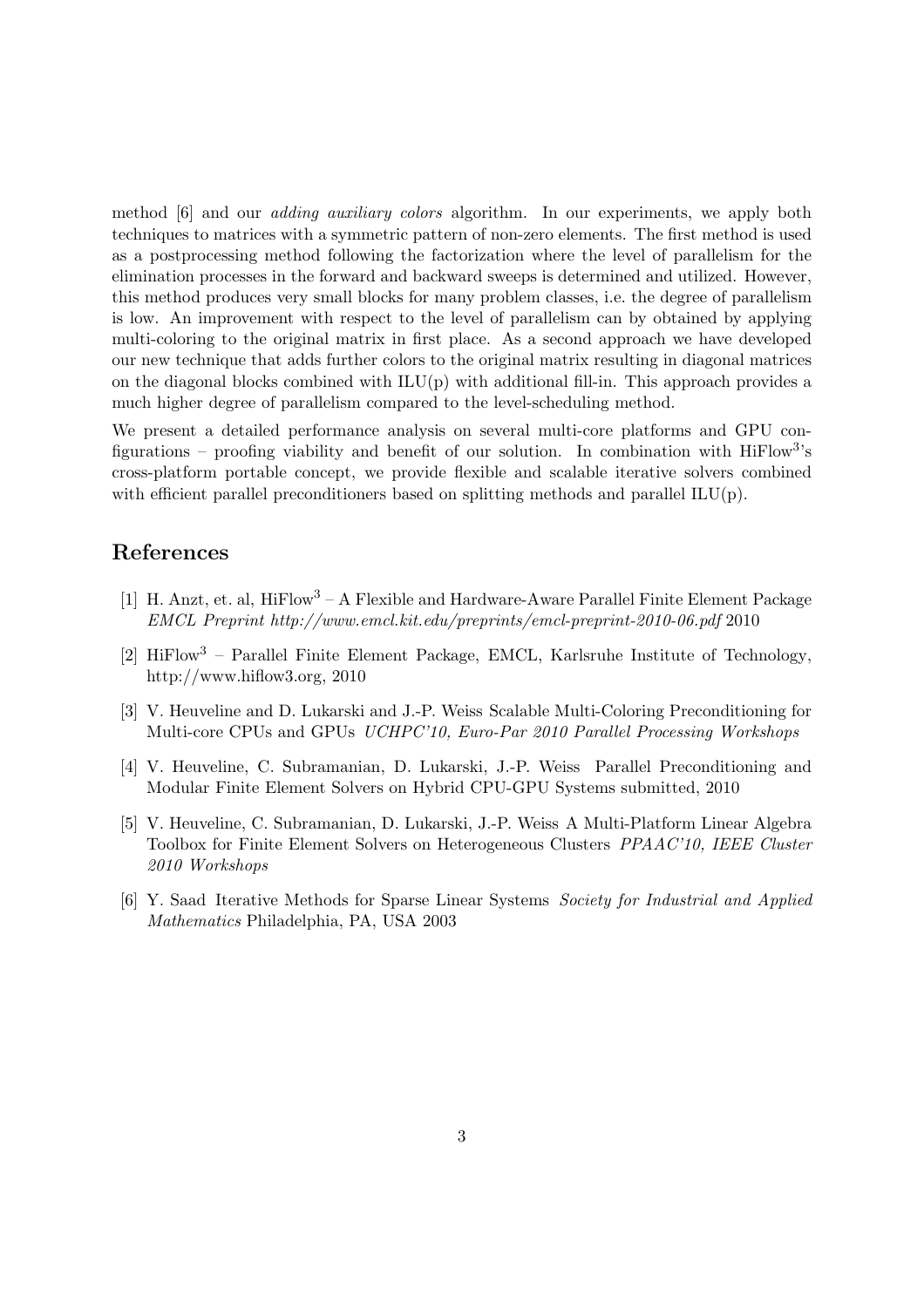method [6] and our *adding auxiliary colors* algorithm. In our experiments, we apply both techniques to matrices with a symmetric pattern of non-zero elements. The first method is used as a postprocessing method following the factorization where the level of parallelism for the elimination processes in the forward and backward sweeps is determined and utilized. However, this method produces very small blocks for many problem classes, i.e. the degree of parallelism is low. An improvement with respect to the level of parallelism can by obtained by applying multi-coloring to the original matrix in first place. As a second approach we have developed our new technique that adds further colors to the original matrix resulting in diagonal matrices on the diagonal blocks combined with ILU(p) with additional fill-in. This approach provides a much higher degree of parallelism compared to the level-scheduling method.

We present a detailed performance analysis on several multi-core platforms and GPU configurations – proofing viability and benefit of our solution. In combination with HiFlow$^3$'s cross-platform portable concept, we provide flexible and scalable iterative solvers combined with efficient parallel preconditioners based on splitting methods and parallel ILU(p).

## References

[1] H. Anzt, et. al, HiFlow$^3$ – A Flexible and Hardware-Aware Parallel Finite Element Package *EMCL Preprint http://www.emcl.kit.edu/preprints/emcl-preprint-2010-06.pdf* 2010

[2] HiFlow$^3$ – Parallel Finite Element Package, EMCL, Karlsruhe Institute of Technology, http://www.hiflow3.org, 2010

[3] V. Heuveline and D. Lukarski and J.-P. Weiss Scalable Multi-Coloring Preconditioning for Multi-core CPUs and GPUs *UCHPC'10, Euro-Par 2010 Parallel Processing Workshops*

[4] V. Heuveline, C. Subramanian, D. Lukarski, J.-P. Weiss Parallel Preconditioning and Modular Finite Element Solvers on Hybrid CPU-GPU Systems submitted, 2010

[5] V. Heuveline, C. Subramanian, D. Lukarski, J.-P. Weiss A Multi-Platform Linear Algebra Toolbox for Finite Element Solvers on Heterogeneous Clusters *PPAAC'10, IEEE Cluster 2010 Workshops*

[6] Y. Saad Iterative Methods for Sparse Linear Systems *Society for Industrial and Applied Mathematics* Philadelphia, PA, USA 2003